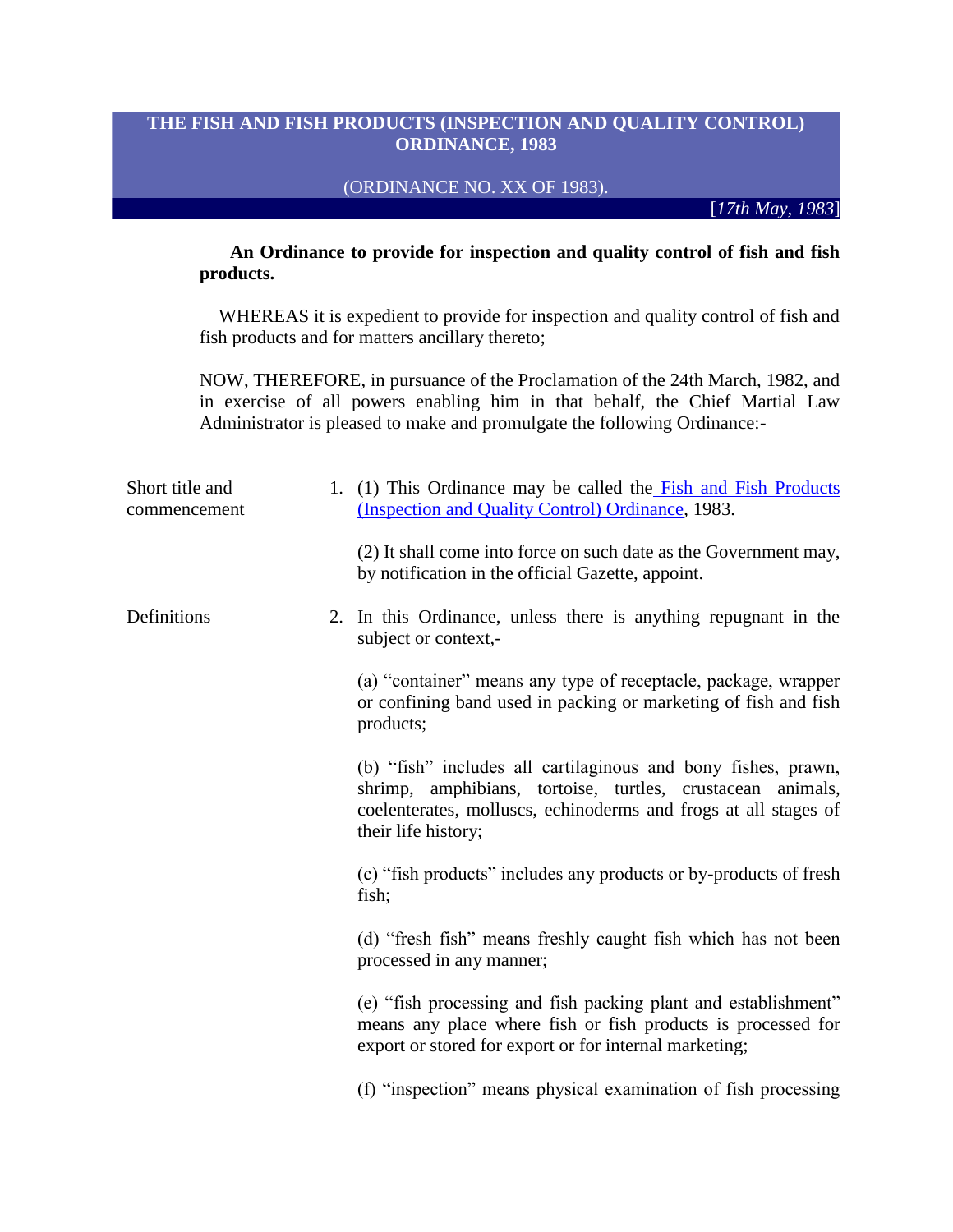# THE FISH AND FISH PRODUCTS (INSPECTION AND QUALITY CONTROL) ORDINANCE, 1983

(ORDINANCE NO. XX OF 1983).

[*17th May, 1983*]

**An Ordinance to provide for inspection and quality control of fish and fish products.**

WHEREAS it is expedient to provide for inspection and quality control of fish and fish products and for matters ancillary thereto;

NOW, THEREFORE, in pursuance of the Proclamation of the 24th March, 1982, and in exercise of all powers enabling him in that behalf, the Chief Martial Law Administrator is pleased to make and promulgate the following Ordinance:-

**Short title and commencement**

1. (1) This Ordinance may be called the Fish and Fish Products (Inspection and Quality Control) Ordinance, 1983.

(2) It shall come into force on such date as the Government may, by notification in the official Gazette, appoint.

**Definitions**

2. In this Ordinance, unless there is anything repugnant in the subject or context,-

(a) "container" means any type of receptacle, package, wrapper or confining band used in packing or marketing of fish and fish products;

(b) "fish" includes all cartilaginous and bony fishes, prawn, shrimp, amphibians, tortoise, turtles, crustacean animals, coelenterates, molluscs, echinoderms and frogs at all stages of their life history;

(c) "fish products" includes any products or by-products of fresh fish;

(d) "fresh fish" means freshly caught fish which has not been processed in any manner;

(e) "fish processing and fish packing plant and establishment" means any place where fish or fish products is processed for export or stored for export or for internal marketing;

(f) "inspection" means physical examination of fish processing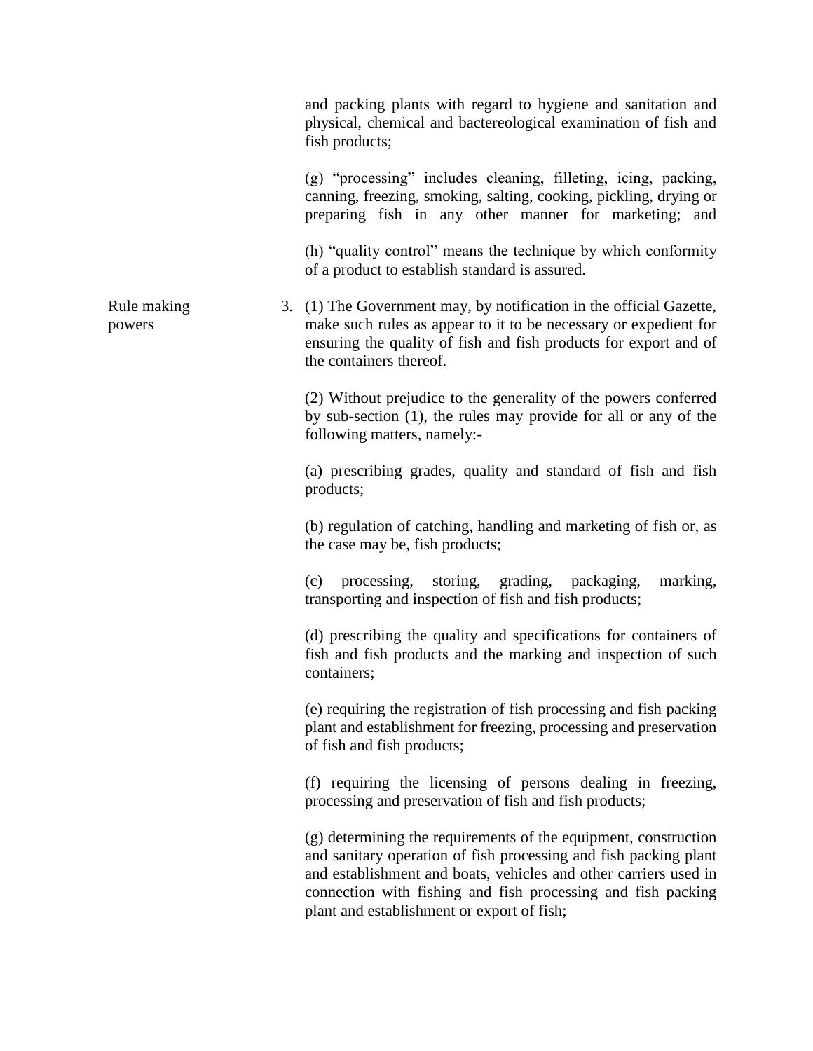and packing plants with regard to hygiene and sanitation and physical, chemical and bactereological examination of fish and fish products;

(g) "processing" includes cleaning, filleting, icing, packing, canning, freezing, smoking, salting, cooking, pickling, drying or preparing fish in any other manner for marketing; and

(h) "quality control" means the technique by which conformity of a product to establish standard is assured.

**Rule making powers**

3. (1) The Government may, by notification in the official Gazette, make such rules as appear to it to be necessary or expedient for ensuring the quality of fish and fish products for export and of the containers thereof.

(2) Without prejudice to the generality of the powers conferred by sub-section (1), the rules may provide for all or any of the following matters, namely:-

(a) prescribing grades, quality and standard of fish and fish products;

(b) regulation of catching, handling and marketing of fish or, as the case may be, fish products;

(c) processing, storing, grading, packaging, marking, transporting and inspection of fish and fish products;

(d) prescribing the quality and specifications for containers of fish and fish products and the marking and inspection of such containers;

(e) requiring the registration of fish processing and fish packing plant and establishment for freezing, processing and preservation of fish and fish products;

(f) requiring the licensing of persons dealing in freezing, processing and preservation of fish and fish products;

(g) determining the requirements of the equipment, construction and sanitary operation of fish processing and fish packing plant and establishment and boats, vehicles and other carriers used in connection with fishing and fish processing and fish packing plant and establishment or export of fish;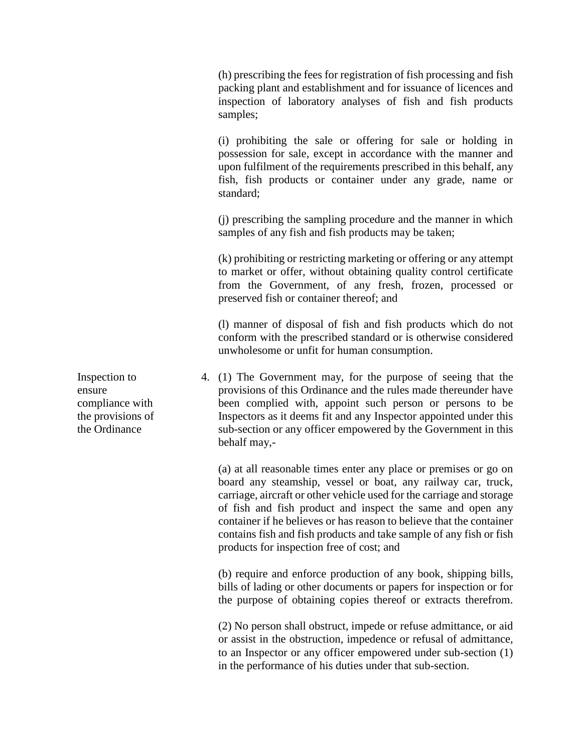(h) prescribing the fees for registration of fish processing and fish packing plant and establishment and for issuance of licences and inspection of laboratory analyses of fish and fish products samples;

(i) prohibiting the sale or offering for sale or holding in possession for sale, except in accordance with the manner and upon fulfilment of the requirements prescribed in this behalf, any fish, fish products or container under any grade, name or standard;

(j) prescribing the sampling procedure and the manner in which samples of any fish and fish products may be taken;

(k) prohibiting or restricting marketing or offering or any attempt to market or offer, without obtaining quality control certificate from the Government, of any fresh, frozen, processed or preserved fish or container thereof; and

(l) manner of disposal of fish and fish products which do not conform with the prescribed standard or is otherwise considered unwholesome or unfit for human consumption.

**Inspection to ensure compliance with the provisions of the Ordinance**

4. (1) The Government may, for the purpose of seeing that the provisions of this Ordinance and the rules made thereunder have been complied with, appoint such person or persons to be Inspectors as it deems fit and any Inspector appointed under this sub-section or any officer empowered by the Government in this behalf may,-

(a) at all reasonable times enter any place or premises or go on board any steamship, vessel or boat, any railway car, truck, carriage, aircraft or other vehicle used for the carriage and storage of fish and fish product and inspect the same and open any container if he believes or has reason to believe that the container contains fish and fish products and take sample of any fish or fish products for inspection free of cost; and

(b) require and enforce production of any book, shipping bills, bills of lading or other documents or papers for inspection or for the purpose of obtaining copies thereof or extracts therefrom.

(2) No person shall obstruct, impede or refuse admittance, or aid or assist in the obstruction, impedence or refusal of admittance, to an Inspector or any officer empowered under sub-section (1) in the performance of his duties under that sub-section.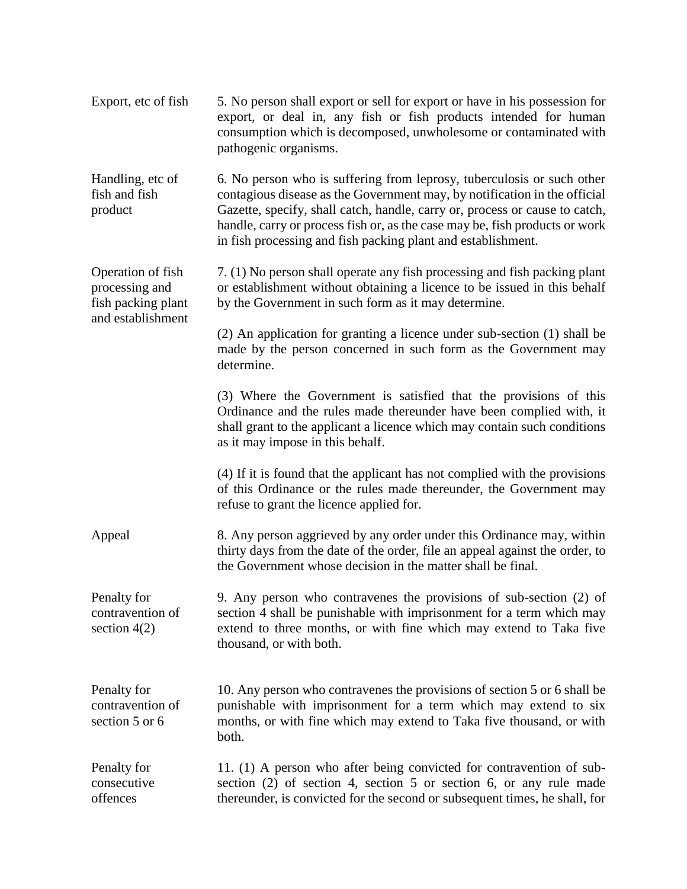**Export, etc of fish**

5. No person shall export or sell for export or have in his possession for export, or deal in, any fish or fish products intended for human consumption which is decomposed, unwholesome or contaminated with pathogenic organisms.

**Handling, etc of fish and fish product**

6. No person who is suffering from leprosy, tuberculosis or such other contagious disease as the Government may, by notification in the official Gazette, specify, shall catch, handle, carry or, process or cause to catch, handle, carry or process fish or, as the case may be, fish products or work in fish processing and fish packing plant and establishment.

**Operation of fish processing and fish packing plant and establishment**

7. (1) No person shall operate any fish processing and fish packing plant or establishment without obtaining a licence to be issued in this behalf by the Government in such form as it may determine.

(2) An application for granting a licence under sub-section (1) shall be made by the person concerned in such form as the Government may determine.

(3) Where the Government is satisfied that the provisions of this Ordinance and the rules made thereunder have been complied with, it shall grant to the applicant a licence which may contain such conditions as it may impose in this behalf.

(4) If it is found that the applicant has not complied with the provisions of this Ordinance or the rules made thereunder, the Government may refuse to grant the licence applied for.

**Appeal**

8. Any person aggrieved by any order under this Ordinance may, within thirty days from the date of the order, file an appeal against the order, to the Government whose decision in the matter shall be final.

**Penalty for contravention of section 4(2)**

9. Any person who contravenes the provisions of sub-section (2) of section 4 shall be punishable with imprisonment for a term which may extend to three months, or with fine which may extend to Taka five thousand, or with both.

**Penalty for contravention of section 5 or 6**

10. Any person who contravenes the provisions of section 5 or 6 shall be punishable with imprisonment for a term which may extend to six months, or with fine which may extend to Taka five thousand, or with both.

**Penalty for consecutive offences**

11. (1) A person who after being convicted for contravention of sub-section (2) of section 4, section 5 or section 6, or any rule made thereunder, is convicted for the second or subsequent times, he shall, for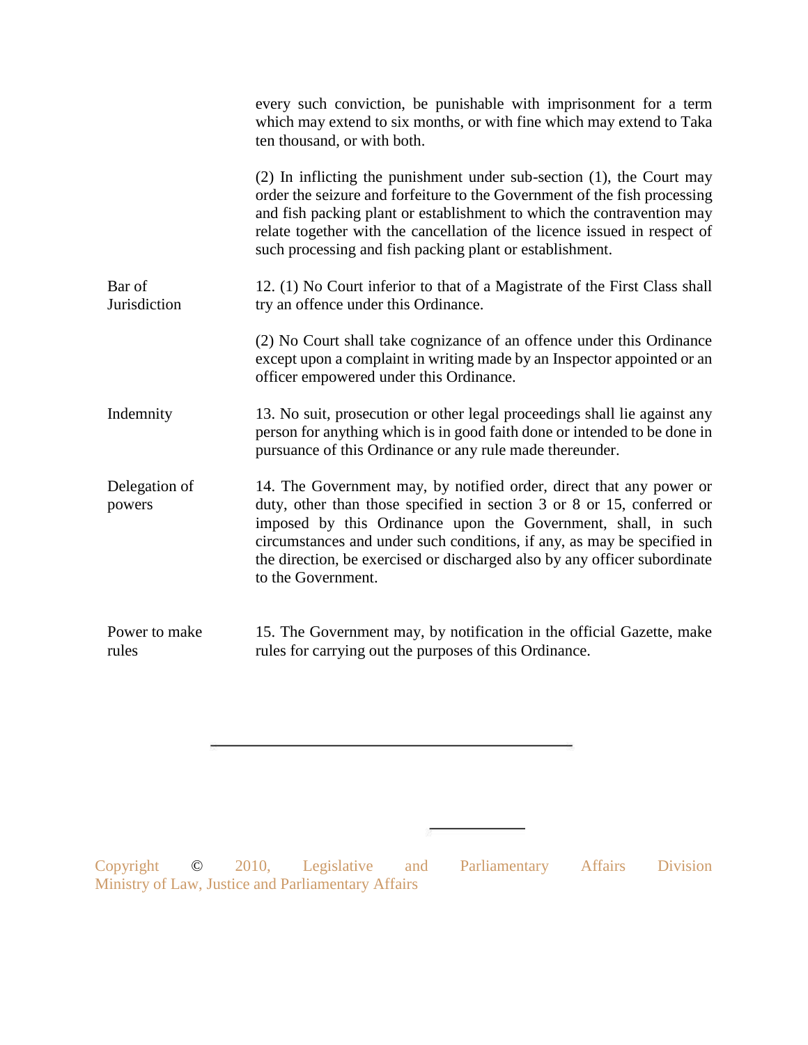every such conviction, be punishable with imprisonment for a term which may extend to six months, or with fine which may extend to Taka ten thousand, or with both.

(2) In inflicting the punishment under sub-section (1), the Court may order the seizure and forfeiture to the Government of the fish processing and fish packing plant or establishment to which the contravention may relate together with the cancellation of the licence issued in respect of such processing and fish packing plant or establishment.

**Bar of Jurisdiction**

12. (1) No Court inferior to that of a Magistrate of the First Class shall try an offence under this Ordinance.

(2) No Court shall take cognizance of an offence under this Ordinance except upon a complaint in writing made by an Inspector appointed or an officer empowered under this Ordinance.

**Indemnity**

13. No suit, prosecution or other legal proceedings shall lie against any person for anything which is in good faith done or intended to be done in pursuance of this Ordinance or any rule made thereunder.

**Delegation of powers**

14. The Government may, by notified order, direct that any power or duty, other than those specified in section 3 or 8 or 15, conferred or imposed by this Ordinance upon the Government, shall, in such circumstances and under such conditions, if any, as may be specified in the direction, be exercised or discharged also by any officer subordinate to the Government.

**Power to make rules**

15. The Government may, by notification in the official Gazette, make rules for carrying out the purposes of this Ordinance.

---

Copyright © 2010, Legislative and Parliamentary Affairs Division
Ministry of Law, Justice and Parliamentary Affairs